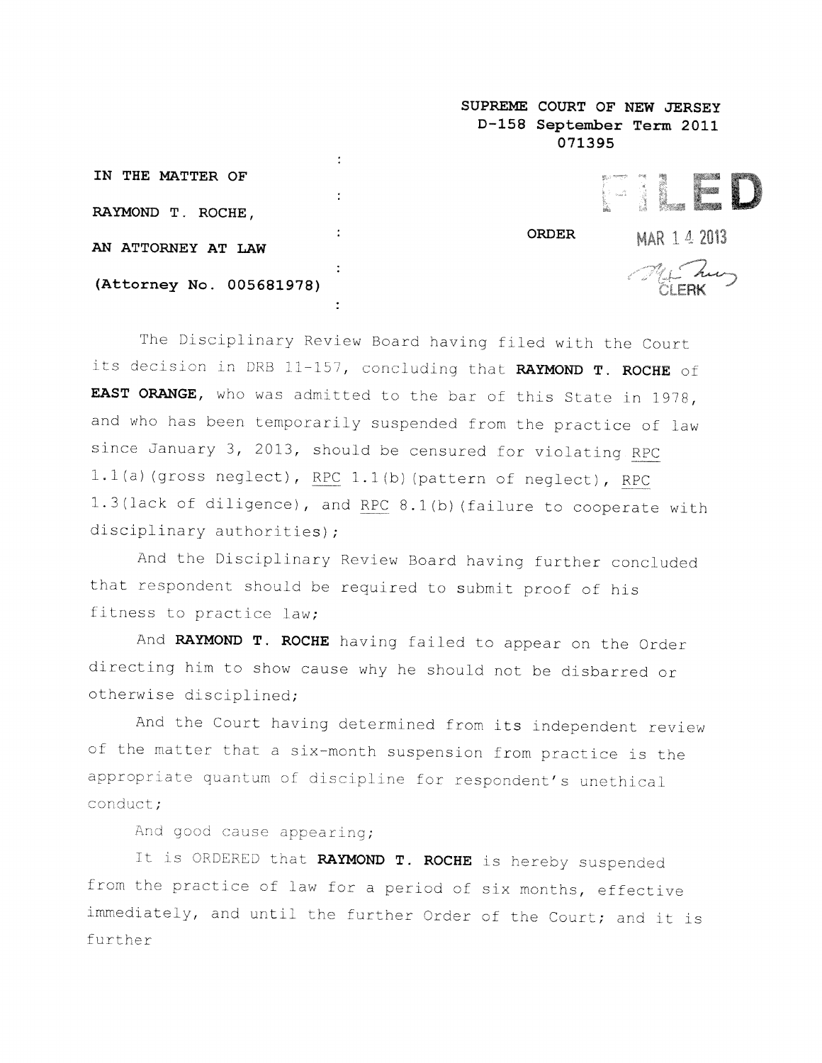SUPREME COURT OF NEW JERSEY
D-158 September Term 2011
071395

IN THE MATTER OF

RAYMOND T. ROCHE,

AN ATTORNEY AT LAW

(Attorney No. 005681978)

ORDER

FILED
MAR 14 2013
CLERK

The Disciplinary Review Board having filed with the Court its decision in DRB 11-157, concluding that **RAYMOND T. ROCHE** of **EAST ORANGE**, who was admitted to the bar of this State in 1978, and who has been temporarily suspended from the practice of law since January 3, 2013, should be censured for violating RPC 1.1(a)(gross neglect), RPC 1.1(b)(pattern of neglect), RPC 1.3(lack of diligence), and RPC 8.1(b)(failure to cooperate with disciplinary authorities);

And the Disciplinary Review Board having further concluded that respondent should be required to submit proof of his fitness to practice law;

And **RAYMOND T. ROCHE** having failed to appear on the Order directing him to show cause why he should not be disbarred or otherwise disciplined;

And the Court having determined from its independent review of the matter that a six-month suspension from practice is the appropriate quantum of discipline for respondent's unethical conduct;

And good cause appearing;

It is ORDERED that **RAYMOND T. ROCHE** is hereby suspended from the practice of law for a period of six months, effective immediately, and until the further Order of the Court; and it is further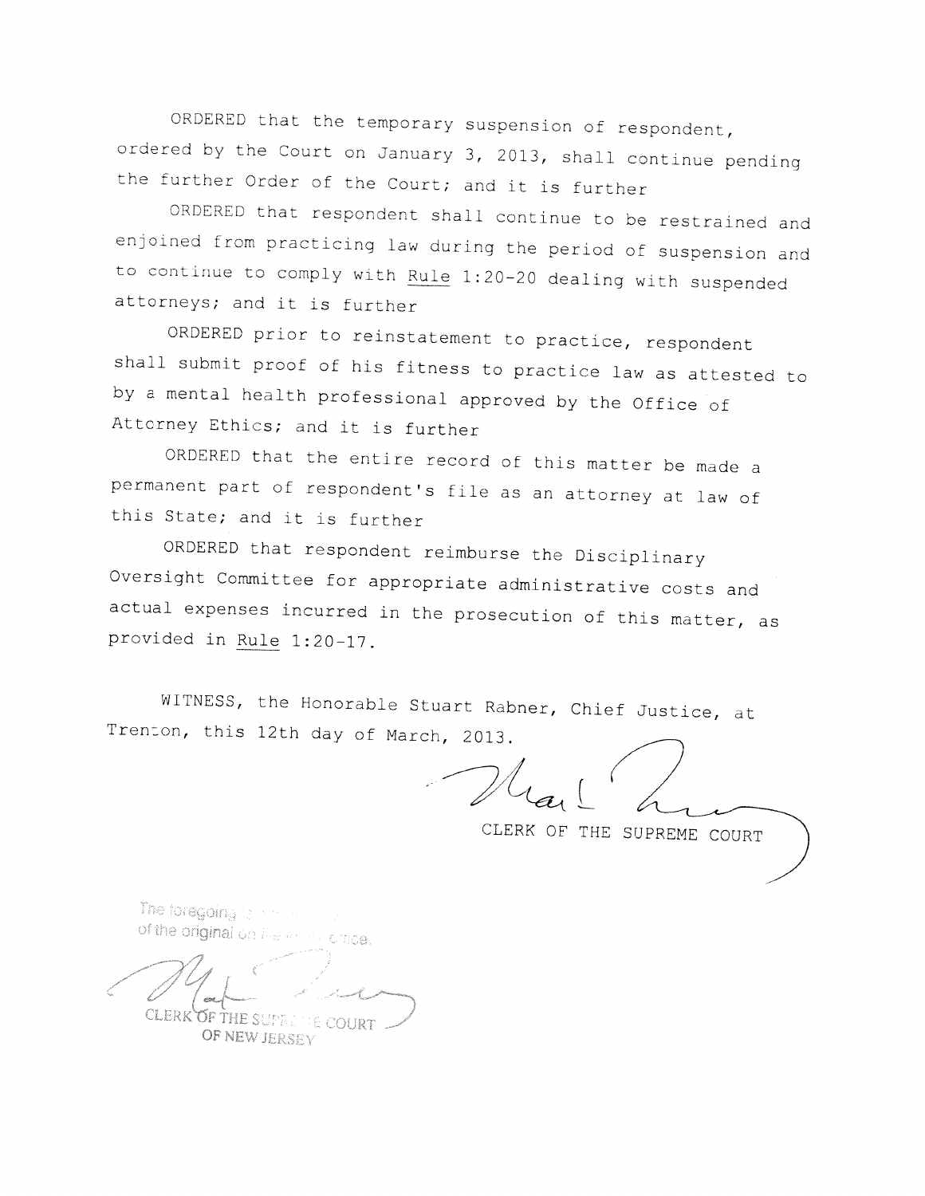ORDERED that the temporary suspension of respondent, ordered by the Court on January 3, 2013, shall continue pending the further Order of the Court; and it is further

ORDERED that respondent shall continue to be restrained and enjoined from practicing law during the period of suspension and to continue to comply with Rule 1:20-20 dealing with suspended attorneys; and it is further

ORDERED prior to reinstatement to practice, respondent shall submit proof of his fitness to practice law as attested to by a mental health professional approved by the Office of Attorney Ethics; and it is further

ORDERED that the entire record of this matter be made a permanent part of respondent's file as an attorney at law of this State; and it is further

ORDERED that respondent reimburse the Disciplinary Oversight Committee for appropriate administrative costs and actual expenses incurred in the prosecution of this matter, as provided in Rule 1:20-17.

WITNESS, the Honorable Stuart Rabner, Chief Justice, at Trenton, this 12th day of March, 2013.

CLERK OF THE SUPREME COURT

The foregoing is a true copy of the original on file in my office.

CLERK OF THE SUPREME COURT OF NEW JERSEY